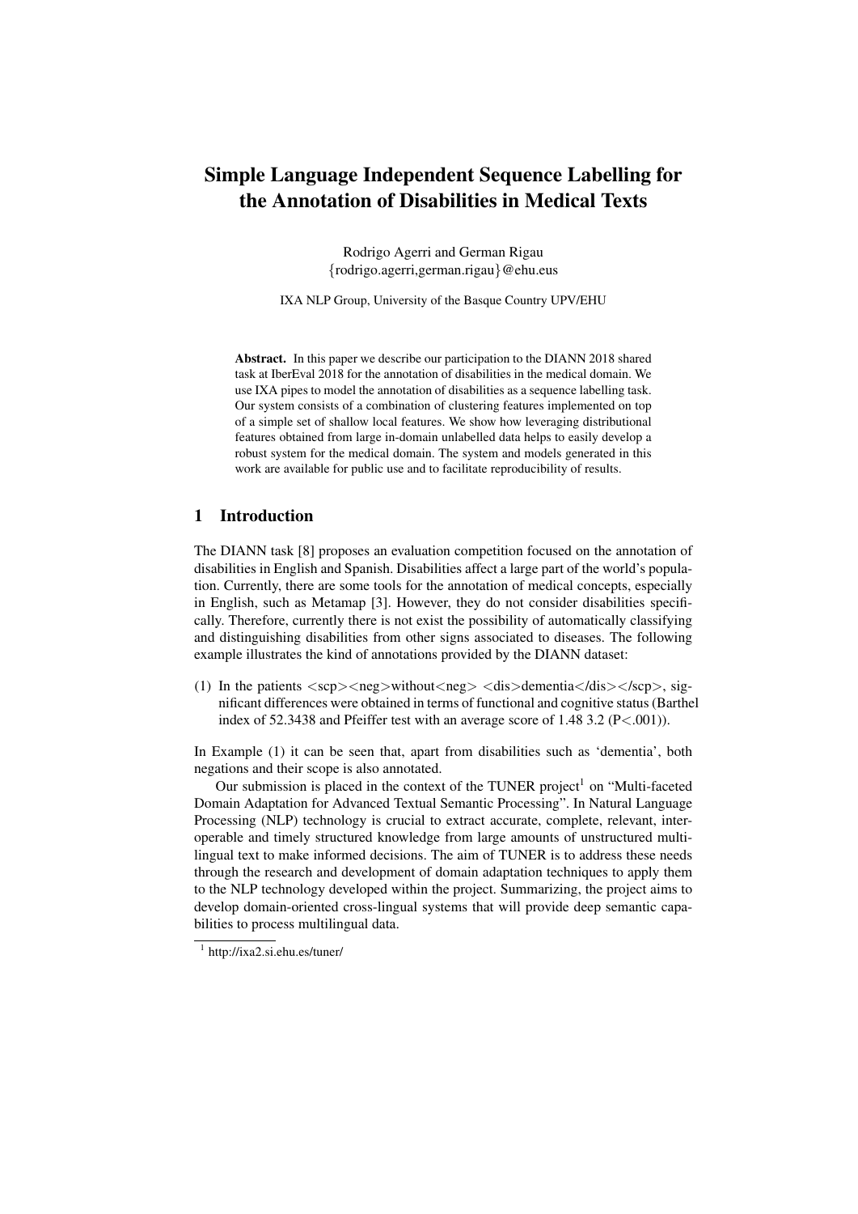# Simple Language Independent Sequence Labelling for the Annotation of Disabilities in Medical Texts

Rodrigo Agerri and German Rigau
{rodrigo.agerri,german.rigau}@ehu.eus

IXA NLP Group, University of the Basque Country UPV/EHU

**Abstract.** In this paper we describe our participation to the DIANN 2018 shared task at IberEval 2018 for the annotation of disabilities in the medical domain. We use IXA pipes to model the annotation of disabilities as a sequence labelling task. Our system consists of a combination of clustering features implemented on top of a simple set of shallow local features. We show how leveraging distributional features obtained from large in-domain unlabelled data helps to easily develop a robust system for the medical domain. The system and models generated in this work are available for public use and to facilitate reproducibility of results.

## 1 Introduction

The DIANN task [8] proposes an evaluation competition focused on the annotation of disabilities in English and Spanish. Disabilities affect a large part of the world's population. Currently, there are some tools for the annotation of medical concepts, especially in English, such as Metamap [3]. However, they do not consider disabilities specifically. Therefore, currently there is not exist the possibility of automatically classifying and distinguishing disabilities from other signs associated to diseases. The following example illustrates the kind of annotations provided by the DIANN dataset:

(1) In the patients <scp><neg>without<neg> <dis>dementia</dis></scp>, significant differences were obtained in terms of functional and cognitive status (Barthel index of 52.3438 and Pfeiffer test with an average score of 1.48 3.2 (P<.001)).

In Example (1) it can be seen that, apart from disabilities such as 'dementia', both negations and their scope is also annotated.

Our submission is placed in the context of the TUNER project[1] on "Multi-faceted Domain Adaptation for Advanced Textual Semantic Processing". In Natural Language Processing (NLP) technology is crucial to extract accurate, complete, relevant, interoperable and timely structured knowledge from large amounts of unstructured multilingual text to make informed decisions. The aim of TUNER is to address these needs through the research and development of domain adaptation techniques to apply them to the NLP technology developed within the project. Summarizing, the project aims to develop domain-oriented cross-lingual systems that will provide deep semantic capabilities to process multilingual data.

[1] http://ixa2.si.ehu.es/tuner/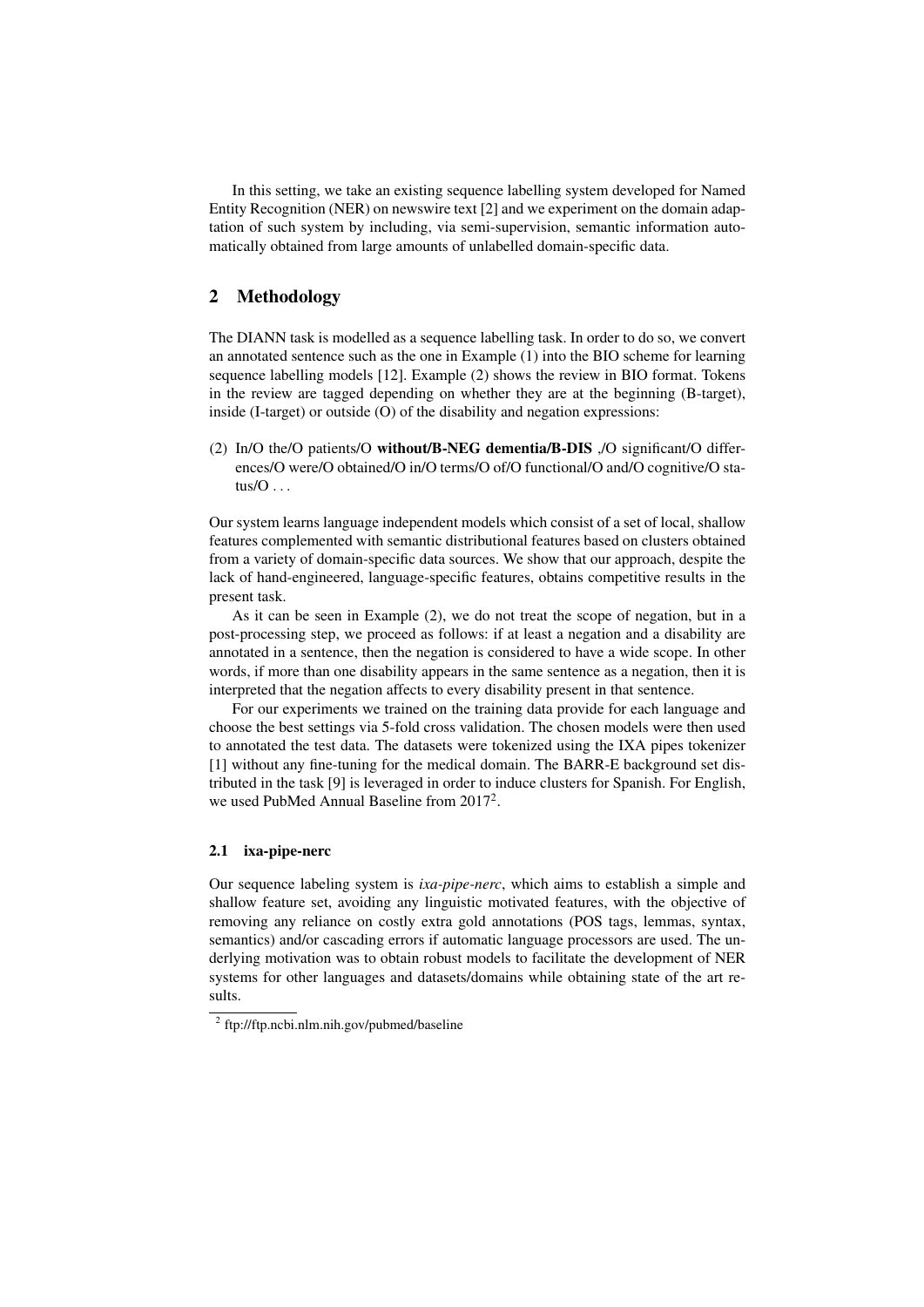In this setting, we take an existing sequence labelling system developed for Named Entity Recognition (NER) on newswire text [2] and we experiment on the domain adaptation of such system by including, via semi-supervision, semantic information automatically obtained from large amounts of unlabelled domain-specific data.

## 2 Methodology

The DIANN task is modelled as a sequence labelling task. In order to do so, we convert an annotated sentence such as the one in Example (1) into the BIO scheme for learning sequence labelling models [12]. Example (2) shows the review in BIO format. Tokens in the review are tagged depending on whether they are at the beginning (B-target), inside (I-target) or outside (O) of the disability and negation expressions:

(2) In/O the/O patients/O **without/B-NEG dementia/B-DIS** ,/O significant/O differences/O were/O obtained/O in/O terms/O of/O functional/O and/O cognitive/O status/O . . .

Our system learns language independent models which consist of a set of local, shallow features complemented with semantic distributional features based on clusters obtained from a variety of domain-specific data sources. We show that our approach, despite the lack of hand-engineered, language-specific features, obtains competitive results in the present task.

As it can be seen in Example (2), we do not treat the scope of negation, but in a post-processing step, we proceed as follows: if at least a negation and a disability are annotated in a sentence, then the negation is considered to have a wide scope. In other words, if more than one disability appears in the same sentence as a negation, then it is interpreted that the negation affects to every disability present in that sentence.

For our experiments we trained on the training data provide for each language and choose the best settings via 5-fold cross validation. The chosen models were then used to annotated the test data. The datasets were tokenized using the IXA pipes tokenizer [1] without any fine-tuning for the medical domain. The BARR-E background set distributed in the task [9] is leveraged in order to induce clusters for Spanish. For English, we used PubMed Annual Baseline from 2017[2].

### 2.1 ixa-pipe-nerc

Our sequence labeling system is *ixa-pipe-nerc*, which aims to establish a simple and shallow feature set, avoiding any linguistic motivated features, with the objective of removing any reliance on costly extra gold annotations (POS tags, lemmas, syntax, semantics) and/or cascading errors if automatic language processors are used. The underlying motivation was to obtain robust models to facilitate the development of NER systems for other languages and datasets/domains while obtaining state of the art results.

[2] ftp://ftp.ncbi.nlm.nih.gov/pubmed/baseline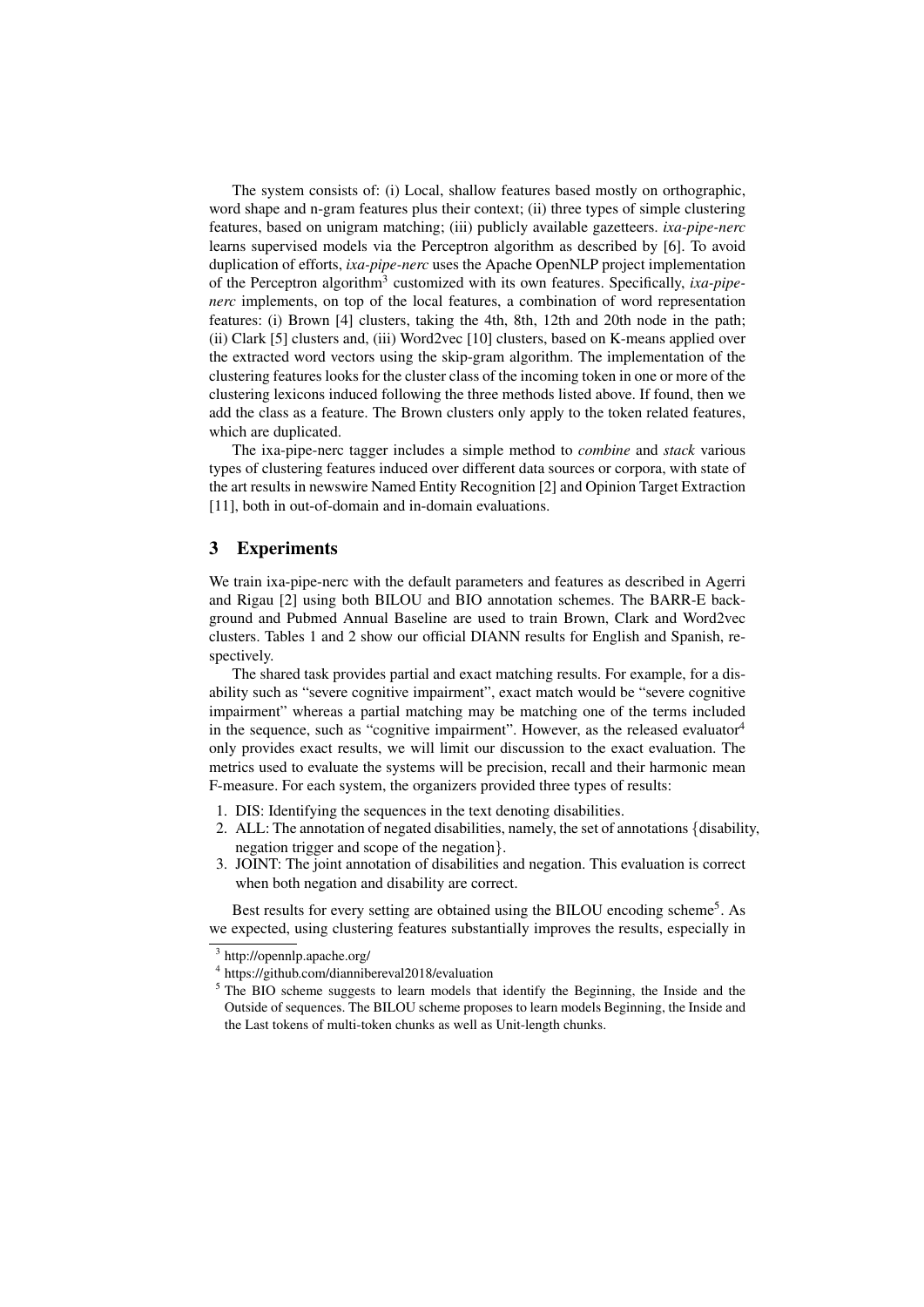The system consists of: (i) Local, shallow features based mostly on orthographic, word shape and n-gram features plus their context; (ii) three types of simple clustering features, based on unigram matching; (iii) publicly available gazetteers. *ixa-pipe-nerc* learns supervised models via the Perceptron algorithm as described by [6]. To avoid duplication of efforts, *ixa-pipe-nerc* uses the Apache OpenNLP project implementation of the Perceptron algorithm[3] customized with its own features. Specifically, *ixa-pipe-nerc* implements, on top of the local features, a combination of word representation features: (i) Brown [4] clusters, taking the 4th, 8th, 12th and 20th node in the path; (ii) Clark [5] clusters and, (iii) Word2vec [10] clusters, based on K-means applied over the extracted word vectors using the skip-gram algorithm. The implementation of the clustering features looks for the cluster class of the incoming token in one or more of the clustering lexicons induced following the three methods listed above. If found, then we add the class as a feature. The Brown clusters only apply to the token related features, which are duplicated.

The ixa-pipe-nerc tagger includes a simple method to *combine* and *stack* various types of clustering features induced over different data sources or corpora, with state of the art results in newswire Named Entity Recognition [2] and Opinion Target Extraction [11], both in out-of-domain and in-domain evaluations.

## 3 Experiments

We train ixa-pipe-nerc with the default parameters and features as described in Agerri and Rigau [2] using both BILOU and BIO annotation schemes. The BARR-E background and Pubmed Annual Baseline are used to train Brown, Clark and Word2vec clusters. Tables 1 and 2 show our official DIANN results for English and Spanish, respectively.

The shared task provides partial and exact matching results. For example, for a disability such as "severe cognitive impairment", exact match would be "severe cognitive impairment" whereas a partial matching may be matching one of the terms included in the sequence, such as "cognitive impairment". However, as the released evaluator[4] only provides exact results, we will limit our discussion to the exact evaluation. The metrics used to evaluate the systems will be precision, recall and their harmonic mean F-measure. For each system, the organizers provided three types of results:

1. DIS: Identifying the sequences in the text denoting disabilities.
2. ALL: The annotation of negated disabilities, namely, the set of annotations {disability, negation trigger and scope of the negation}.
3. JOINT: The joint annotation of disabilities and negation. This evaluation is correct when both negation and disability are correct.

Best results for every setting are obtained using the BILOU encoding scheme[5]. As we expected, using clustering features substantially improves the results, especially in

[3] http://opennlp.apache.org/

[4] https://github.com/diannibereval2018/evaluation

[5] The BIO scheme suggests to learn models that identify the Beginning, the Inside and the Outside of sequences. The BILOU scheme proposes to learn models Beginning, the Inside and the Last tokens of multi-token chunks as well as Unit-length chunks.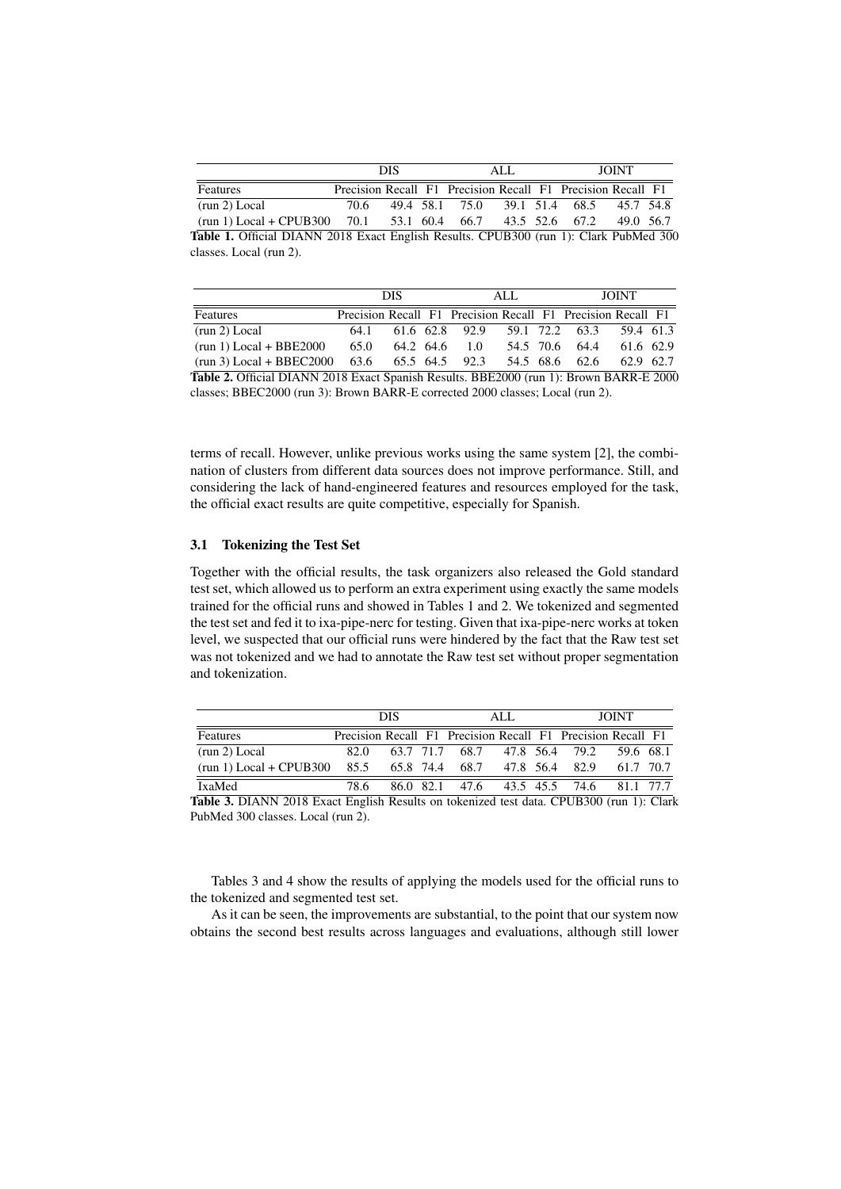| | DIS | | | ALL | | | JOINT | | |
|---|---|---|---|---|---|---|---|---|---|
| Features | Precision | Recall | F1 | Precision | Recall | F1 | Precision | Recall | F1 |
| (run 2) Local | 70.6 | 49.4 | 58.1 | 75.0 | 39.1 | 51.4 | 68.5 | 45.7 | 54.8 |
| (run 1) Local + CPUB300 | 70.1 | 53.1 | 60.4 | 66.7 | 43.5 | 52.6 | 67.2 | 49.0 | 56.7 |

**Table 1.** Official DIANN 2018 Exact English Results. CPUB300 (run 1): Clark PubMed 300 classes. Local (run 2).

| | DIS | | | ALL | | | JOINT | | |
|---|---|---|---|---|---|---|---|---|---|
| Features | Precision | Recall | F1 | Precision | Recall | F1 | Precision | Recall | F1 |
| (run 2) Local | 64.1 | 61.6 | 62.8 | 92.9 | 59.1 | 72.2 | 63.3 | 59.4 | 61.3 |
| (run 1) Local + BBE2000 | 65.0 | 64.2 | 64.6 | 1.0 | 54.5 | 70.6 | 64.4 | 61.6 | 62.9 |
| (run 3) Local + BBEC2000 | 63.6 | 65.5 | 64.5 | 92.3 | 54.5 | 68.6 | 62.6 | 62.9 | 62.7 |

**Table 2.** Official DIANN 2018 Exact Spanish Results. BBE2000 (run 1): Brown BARR-E 2000 classes; BBEC2000 (run 3): Brown BARR-E corrected 2000 classes; Local (run 2).

terms of recall. However, unlike previous works using the same system [2], the combination of clusters from different data sources does not improve performance. Still, and considering the lack of hand-engineered features and resources employed for the task, the official exact results are quite competitive, especially for Spanish.

### 3.1 Tokenizing the Test Set

Together with the official results, the task organizers also released the Gold standard test set, which allowed us to perform an extra experiment using exactly the same models trained for the official runs and showed in Tables 1 and 2. We tokenized and segmented the test set and fed it to ixa-pipe-nerc for testing. Given that ixa-pipe-nerc works at token level, we suspected that our official runs were hindered by the fact that the Raw test set was not tokenized and we had to annotate the Raw test set without proper segmentation and tokenization.

| | DIS | | | ALL | | | JOINT | | |
|---|---|---|---|---|---|---|---|---|---|
| Features | Precision | Recall | F1 | Precision | Recall | F1 | Precision | Recall | F1 |
| (run 2) Local | 82.0 | 63.7 | 71.7 | 68.7 | 47.8 | 56.4 | 79.2 | 59.6 | 68.1 |
| (run 1) Local + CPUB300 | 85.5 | 65.8 | 74.4 | 68.7 | 47.8 | 56.4 | 82.9 | 61.7 | 70.7 |
| IxaMed | 78.6 | 86.0 | 82.1 | 47.6 | 43.5 | 45.5 | 74.6 | 81.1 | 77.7 |

**Table 3.** DIANN 2018 Exact English Results on tokenized test data. CPUB300 (run 1): Clark PubMed 300 classes. Local (run 2).

Tables 3 and 4 show the results of applying the models used for the official runs to the tokenized and segmented test set.

As it can be seen, the improvements are substantial, to the point that our system now obtains the second best results across languages and evaluations, although still lower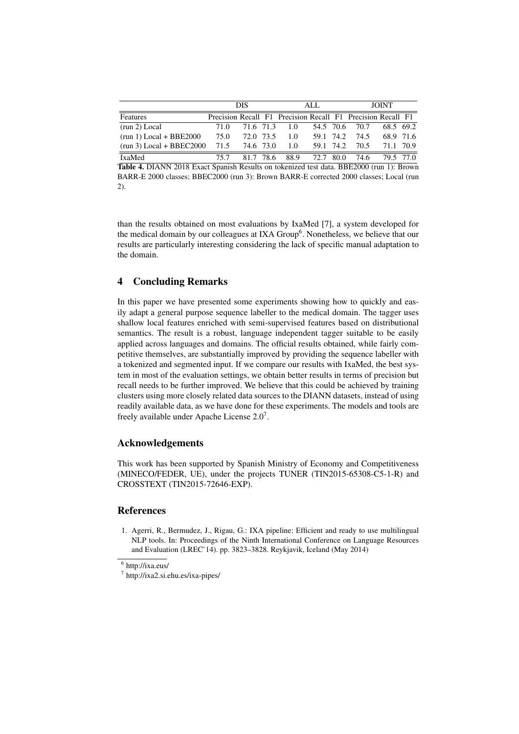| | DIS | | | ALL | | | JOINT | | |
|---|---|---|---|---|---|---|---|---|---|
| Features | Precision | Recall | F1 | Precision | Recall | F1 | Precision | Recall | F1 |
| (run 2) Local | 71.0 | 71.6 | 71.3 | 1.0 | 54.5 | 70.6 | 70.7 | 68.5 | 69.2 |
| (run 1) Local + BBE2000 | 75.0 | 72.0 | 73.5 | 1.0 | 59.1 | 74.2 | 74.5 | 68.9 | 71.6 |
| (run 3) Local + BBEC2000 | 71.5 | 74.6 | 73.0 | 1.0 | 59.1 | 74.2 | 70.5 | 71.1 | 70.9 |
| IxaMed | 75.7 | 81.7 | 78.6 | 88.9 | 72.7 | 80.0 | 74.6 | 79.5 | 77.0 |

**Table 4.** DIANN 2018 Exact Spanish Results on tokenized test data. BBE2000 (run 1): Brown BARR-E 2000 classes; BBEC2000 (run 3): Brown BARR-E corrected 2000 classes; Local (run 2).

than the results obtained on most evaluations by IxaMed [7], a system developed for the medical domain by our colleagues at IXA Group[6]. Nonetheless, we believe that our results are particularly interesting considering the lack of specific manual adaptation to the domain.

## 4 Concluding Remarks

In this paper we have presented some experiments showing how to quickly and easily adapt a general purpose sequence labeller to the medical domain. The tagger uses shallow local features enriched with semi-supervised features based on distributional semantics. The result is a robust, language independent tagger suitable to be easily applied across languages and domains. The official results obtained, while fairly competitive themselves, are substantially improved by providing the sequence labeller with a tokenized and segmented input. If we compare our results with IxaMed, the best system in most of the evaluation settings, we obtain better results in terms of precision but recall needs to be further improved. We believe that this could be achieved by training clusters using more closely related data sources to the DIANN datasets, instead of using readily available data, as we have done for these experiments. The models and tools are freely available under Apache License 2.0[7].

## Acknowledgements

This work has been supported by Spanish Ministry of Economy and Competitiveness (MINECO/FEDER, UE), under the projects TUNER (TIN2015-65308-C5-1-R) and CROSSTEXT (TIN2015-72646-EXP).

## References

1. Agerri, R., Bermudez, J., Rigau, G.: IXA pipeline: Efficient and ready to use multilingual NLP tools. In: Proceedings of the Ninth International Conference on Language Resources and Evaluation (LREC'14). pp. 3823–3828. Reykjavik, Iceland (May 2014)

[6] http://ixa.eus/

[7] http://ixa2.si.ehu.es/ixa-pipes/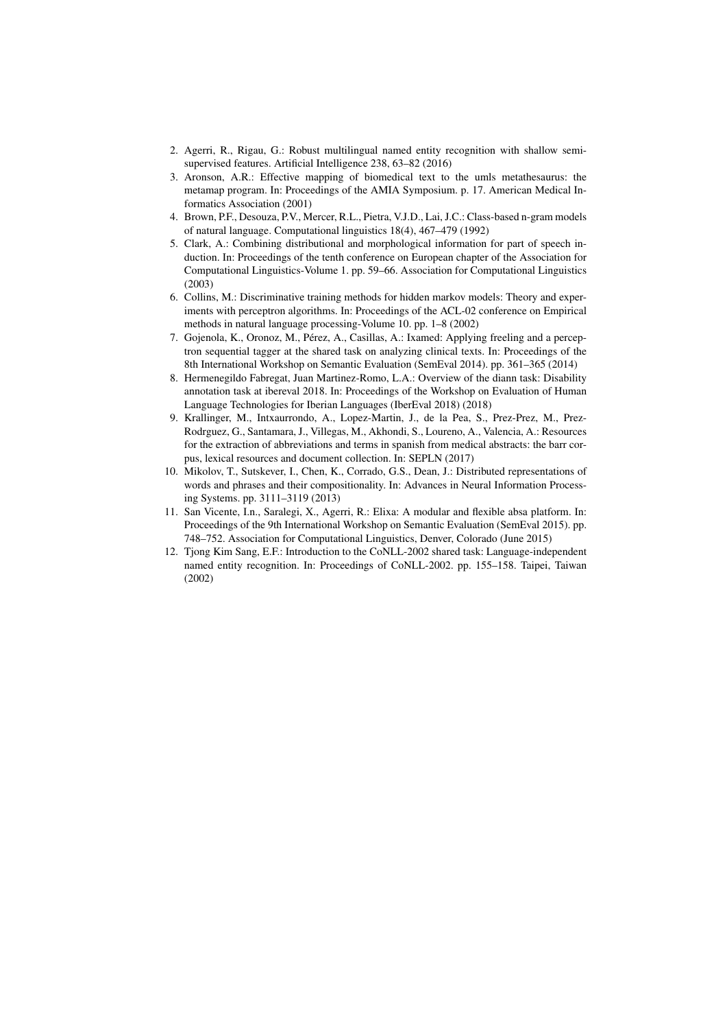2. Agerri, R., Rigau, G.: Robust multilingual named entity recognition with shallow semi-supervised features. Artificial Intelligence 238, 63–82 (2016)
3. Aronson, A.R.: Effective mapping of biomedical text to the umls metathesaurus: the metamap program. In: Proceedings of the AMIA Symposium. p. 17. American Medical Informatics Association (2001)
4. Brown, P.F., Desouza, P.V., Mercer, R.L., Pietra, V.J.D., Lai, J.C.: Class-based n-gram models of natural language. Computational linguistics 18(4), 467–479 (1992)
5. Clark, A.: Combining distributional and morphological information for part of speech induction. In: Proceedings of the tenth conference on European chapter of the Association for Computational Linguistics-Volume 1. pp. 59–66. Association for Computational Linguistics (2003)
6. Collins, M.: Discriminative training methods for hidden markov models: Theory and experiments with perceptron algorithms. In: Proceedings of the ACL-02 conference on Empirical methods in natural language processing-Volume 10. pp. 1–8 (2002)
7. Gojenola, K., Oronoz, M., Pérez, A., Casillas, A.: Ixamed: Applying freeling and a perceptron sequential tagger at the shared task on analyzing clinical texts. In: Proceedings of the 8th International Workshop on Semantic Evaluation (SemEval 2014). pp. 361–365 (2014)
8. Hermenegildo Fabregat, Juan Martinez-Romo, L.A.: Overview of the diann task: Disability annotation task at ibereval 2018. In: Proceedings of the Workshop on Evaluation of Human Language Technologies for Iberian Languages (IberEval 2018) (2018)
9. Krallinger, M., Intxaurrondo, A., Lopez-Martin, J., de la Pea, S., Prez-Prez, M., Prez-Rodrguez, G., Santamara, J., Villegas, M., Akhondi, S., Loureno, A., Valencia, A.: Resources for the extraction of abbreviations and terms in spanish from medical abstracts: the barr corpus, lexical resources and document collection. In: SEPLN (2017)
10. Mikolov, T., Sutskever, I., Chen, K., Corrado, G.S., Dean, J.: Distributed representations of words and phrases and their compositionality. In: Advances in Neural Information Processing Systems. pp. 3111–3119 (2013)
11. San Vicente, I.n., Saralegi, X., Agerri, R.: Elixa: A modular and flexible absa platform. In: Proceedings of the 9th International Workshop on Semantic Evaluation (SemEval 2015). pp. 748–752. Association for Computational Linguistics, Denver, Colorado (June 2015)
12. Tjong Kim Sang, E.F.: Introduction to the CoNLL-2002 shared task: Language-independent named entity recognition. In: Proceedings of CoNLL-2002. pp. 155–158. Taipei, Taiwan (2002)